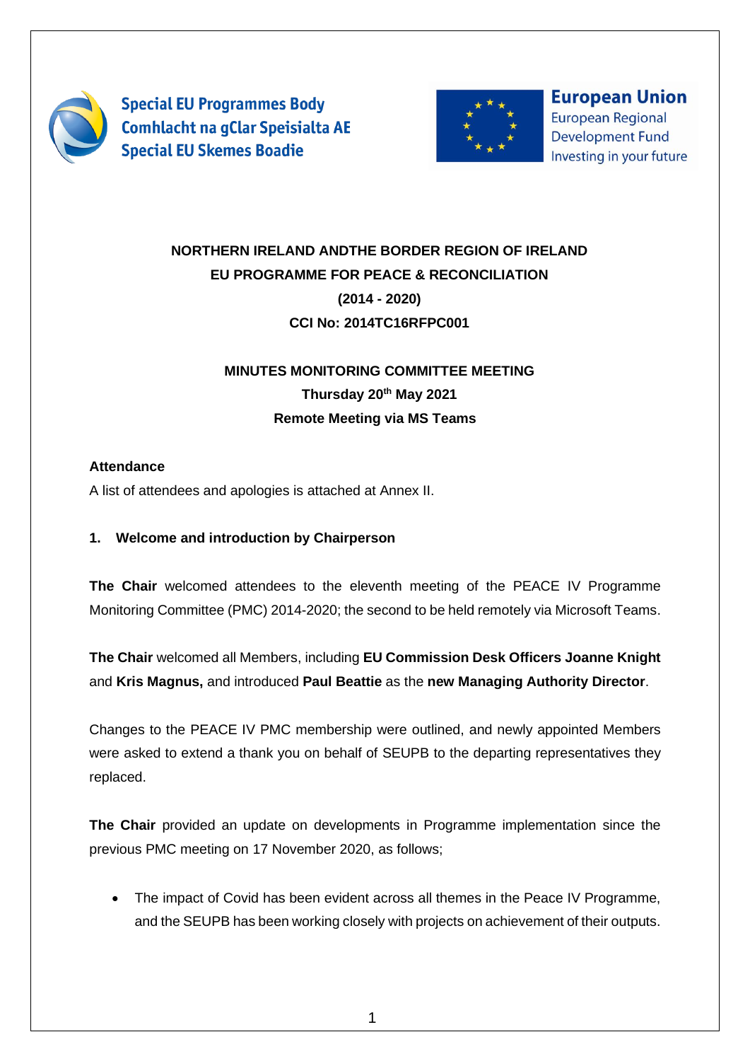Special EU Programmes Body
Comhlacht na gClar Speisialta AE
Special EU Skemes Boadie

European Union
European Regional Development Fund
Investing in your future

**NORTHERN IRELAND ANDTHE BORDER REGION OF IRELAND**
**EU PROGRAMME FOR PEACE & RECONCILIATION**
**(2014 - 2020)**
**CCI No: 2014TC16RFPC001**

**MINUTES MONITORING COMMITTEE MEETING**
**Thursday 20th May 2021**
**Remote Meeting via MS Teams**

**Attendance**

A list of attendees and apologies is attached at Annex II.

## 1. Welcome and introduction by Chairperson

**The Chair** welcomed attendees to the eleventh meeting of the PEACE IV Programme Monitoring Committee (PMC) 2014-2020; the second to be held remotely via Microsoft Teams.

**The Chair** welcomed all Members, including **EU Commission Desk Officers Joanne Knight** and **Kris Magnus,** and introduced **Paul Beattie** as the **new Managing Authority Director**.

Changes to the PEACE IV PMC membership were outlined, and newly appointed Members were asked to extend a thank you on behalf of SEUPB to the departing representatives they replaced.

**The Chair** provided an update on developments in Programme implementation since the previous PMC meeting on 17 November 2020, as follows;

- The impact of Covid has been evident across all themes in the Peace IV Programme, and the SEUPB has been working closely with projects on achievement of their outputs.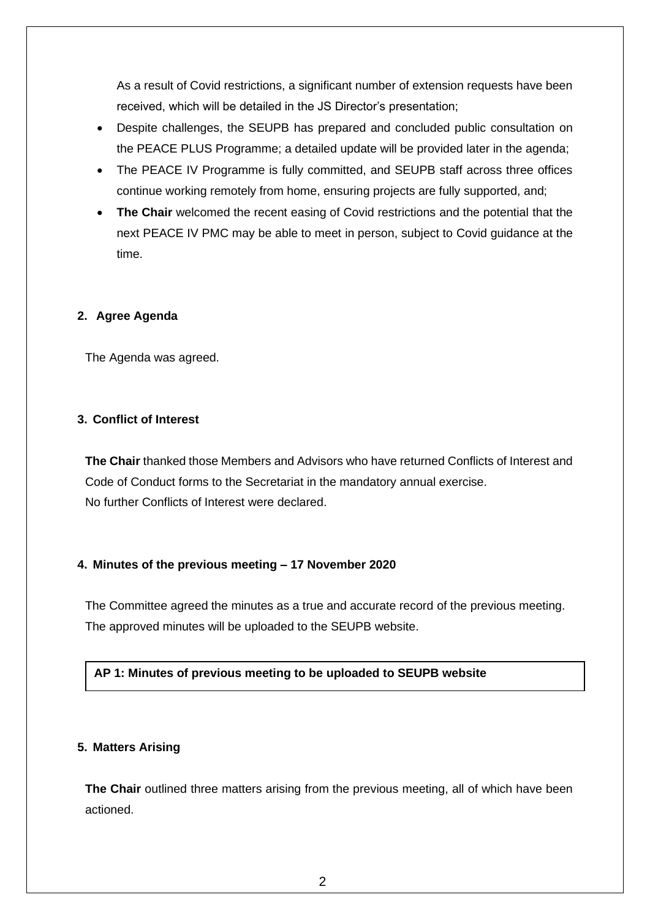As a result of Covid restrictions, a significant number of extension requests have been received, which will be detailed in the JS Director's presentation;

- Despite challenges, the SEUPB has prepared and concluded public consultation on the PEACE PLUS Programme; a detailed update will be provided later in the agenda;
- The PEACE IV Programme is fully committed, and SEUPB staff across three offices continue working remotely from home, ensuring projects are fully supported, and;
- **The Chair** welcomed the recent easing of Covid restrictions and the potential that the next PEACE IV PMC may be able to meet in person, subject to Covid guidance at the time.

## 2. Agree Agenda

The Agenda was agreed.

## 3. Conflict of Interest

**The Chair** thanked those Members and Advisors who have returned Conflicts of Interest and Code of Conduct forms to the Secretariat in the mandatory annual exercise.
No further Conflicts of Interest were declared.

## 4. Minutes of the previous meeting – 17 November 2020

The Committee agreed the minutes as a true and accurate record of the previous meeting. The approved minutes will be uploaded to the SEUPB website.

**AP 1: Minutes of previous meeting to be uploaded to SEUPB website**

## 5. Matters Arising

**The Chair** outlined three matters arising from the previous meeting, all of which have been actioned.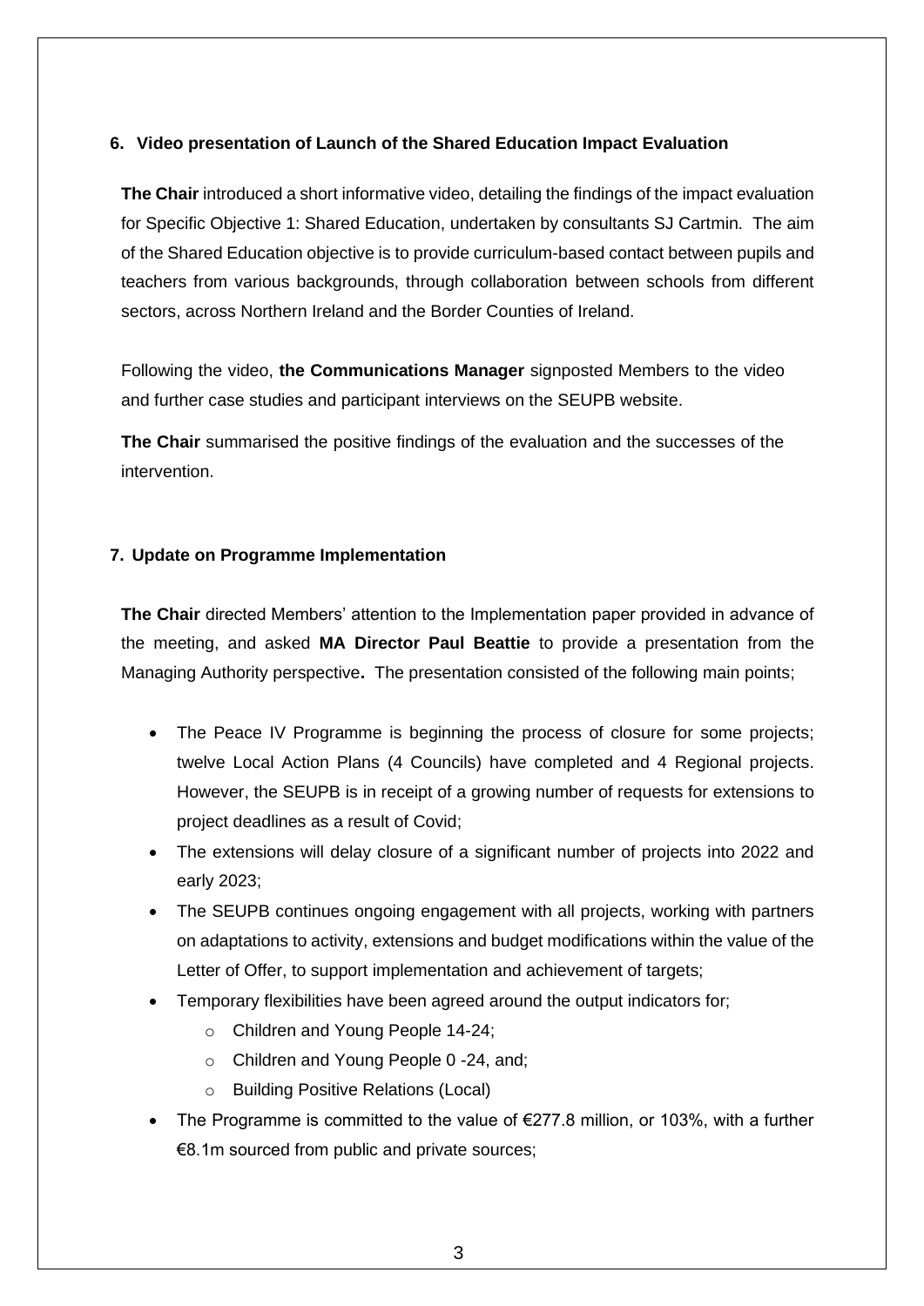## 6. Video presentation of Launch of the Shared Education Impact Evaluation

**The Chair** introduced a short informative video, detailing the findings of the impact evaluation for Specific Objective 1: Shared Education, undertaken by consultants SJ Cartmin. The aim of the Shared Education objective is to provide curriculum-based contact between pupils and teachers from various backgrounds, through collaboration between schools from different sectors, across Northern Ireland and the Border Counties of Ireland.

Following the video, **the Communications Manager** signposted Members to the video and further case studies and participant interviews on the SEUPB website.

**The Chair** summarised the positive findings of the evaluation and the successes of the intervention.

## 7. Update on Programme Implementation

**The Chair** directed Members' attention to the Implementation paper provided in advance of the meeting, and asked **MA Director Paul Beattie** to provide a presentation from the Managing Authority perspective**.** The presentation consisted of the following main points;

- The Peace IV Programme is beginning the process of closure for some projects; twelve Local Action Plans (4 Councils) have completed and 4 Regional projects. However, the SEUPB is in receipt of a growing number of requests for extensions to project deadlines as a result of Covid;
- The extensions will delay closure of a significant number of projects into 2022 and early 2023;
- The SEUPB continues ongoing engagement with all projects, working with partners on adaptations to activity, extensions and budget modifications within the value of the Letter of Offer, to support implementation and achievement of targets;
- Temporary flexibilities have been agreed around the output indicators for;
    - Children and Young People 14-24;
    - Children and Young People 0 -24, and;
    - Building Positive Relations (Local)
- The Programme is committed to the value of €277.8 million, or 103%, with a further €8.1m sourced from public and private sources;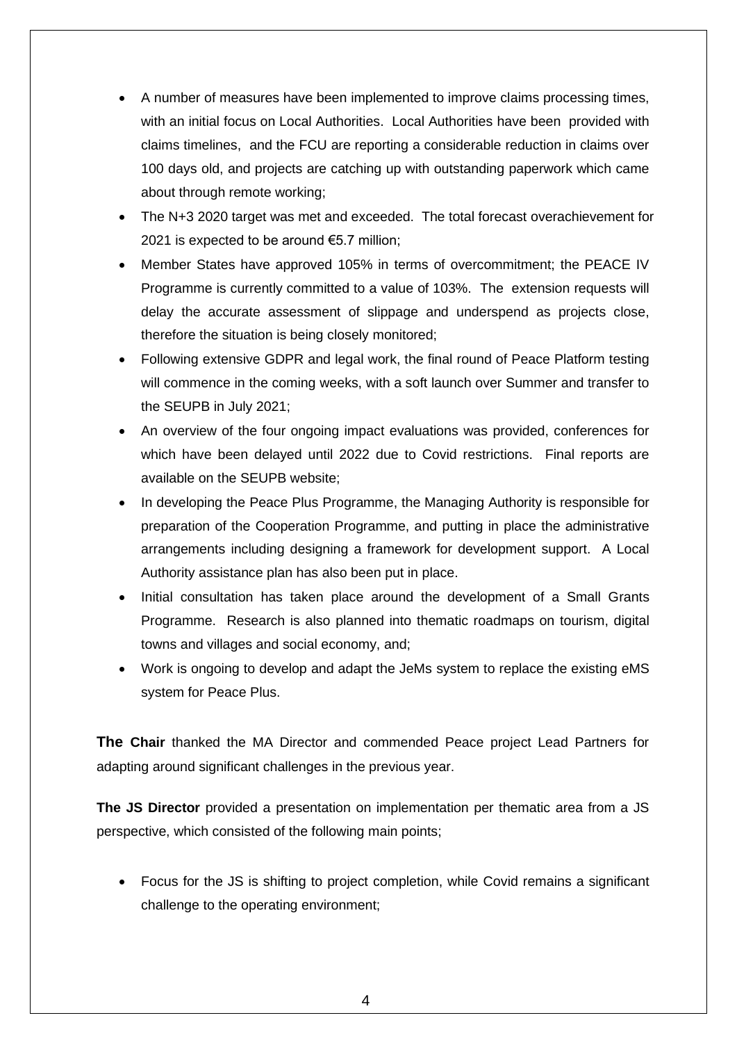- A number of measures have been implemented to improve claims processing times, with an initial focus on Local Authorities. Local Authorities have been provided with claims timelines, and the FCU are reporting a considerable reduction in claims over 100 days old, and projects are catching up with outstanding paperwork which came about through remote working;
- The N+3 2020 target was met and exceeded. The total forecast overachievement for 2021 is expected to be around €5.7 million;
- Member States have approved 105% in terms of overcommitment; the PEACE IV Programme is currently committed to a value of 103%. The extension requests will delay the accurate assessment of slippage and underspend as projects close, therefore the situation is being closely monitored;
- Following extensive GDPR and legal work, the final round of Peace Platform testing will commence in the coming weeks, with a soft launch over Summer and transfer to the SEUPB in July 2021;
- An overview of the four ongoing impact evaluations was provided, conferences for which have been delayed until 2022 due to Covid restrictions. Final reports are available on the SEUPB website;
- In developing the Peace Plus Programme, the Managing Authority is responsible for preparation of the Cooperation Programme, and putting in place the administrative arrangements including designing a framework for development support. A Local Authority assistance plan has also been put in place.
- Initial consultation has taken place around the development of a Small Grants Programme. Research is also planned into thematic roadmaps on tourism, digital towns and villages and social economy, and;
- Work is ongoing to develop and adapt the JeMs system to replace the existing eMS system for Peace Plus.

**The Chair** thanked the MA Director and commended Peace project Lead Partners for adapting around significant challenges in the previous year.

**The JS Director** provided a presentation on implementation per thematic area from a JS perspective, which consisted of the following main points;

- Focus for the JS is shifting to project completion, while Covid remains a significant challenge to the operating environment;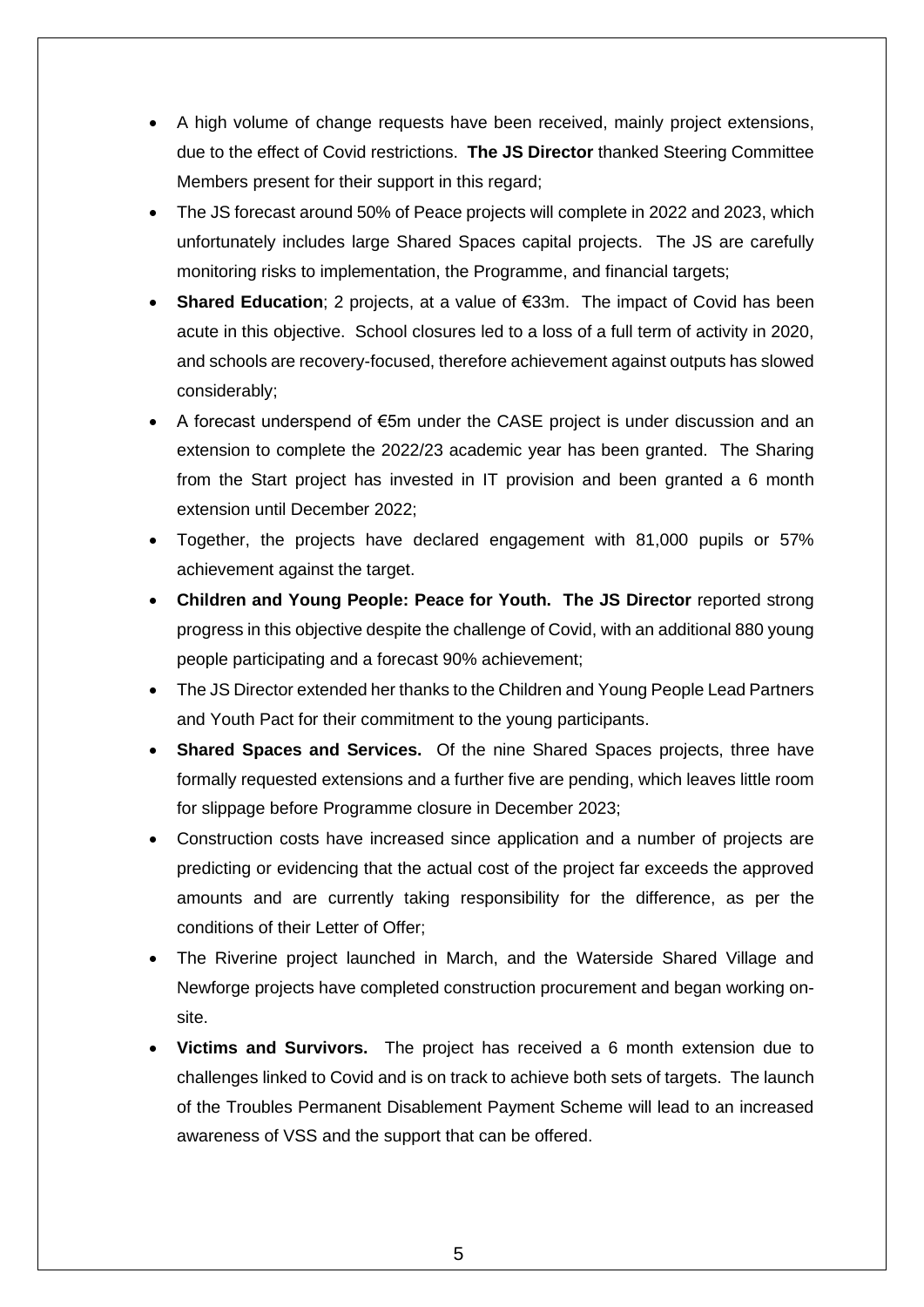- A high volume of change requests have been received, mainly project extensions, due to the effect of Covid restrictions. **The JS Director** thanked Steering Committee Members present for their support in this regard;
- The JS forecast around 50% of Peace projects will complete in 2022 and 2023, which unfortunately includes large Shared Spaces capital projects. The JS are carefully monitoring risks to implementation, the Programme, and financial targets;
- **Shared Education**; 2 projects, at a value of €33m. The impact of Covid has been acute in this objective. School closures led to a loss of a full term of activity in 2020, and schools are recovery-focused, therefore achievement against outputs has slowed considerably;
- A forecast underspend of €5m under the CASE project is under discussion and an extension to complete the 2022/23 academic year has been granted. The Sharing from the Start project has invested in IT provision and been granted a 6 month extension until December 2022;
- Together, the projects have declared engagement with 81,000 pupils or 57% achievement against the target.
- **Children and Young People: Peace for Youth. The JS Director** reported strong progress in this objective despite the challenge of Covid, with an additional 880 young people participating and a forecast 90% achievement;
- The JS Director extended her thanks to the Children and Young People Lead Partners and Youth Pact for their commitment to the young participants.
- **Shared Spaces and Services.** Of the nine Shared Spaces projects, three have formally requested extensions and a further five are pending, which leaves little room for slippage before Programme closure in December 2023;
- Construction costs have increased since application and a number of projects are predicting or evidencing that the actual cost of the project far exceeds the approved amounts and are currently taking responsibility for the difference, as per the conditions of their Letter of Offer;
- The Riverine project launched in March, and the Waterside Shared Village and Newforge projects have completed construction procurement and began working on-site.
- **Victims and Survivors.** The project has received a 6 month extension due to challenges linked to Covid and is on track to achieve both sets of targets. The launch of the Troubles Permanent Disablement Payment Scheme will lead to an increased awareness of VSS and the support that can be offered.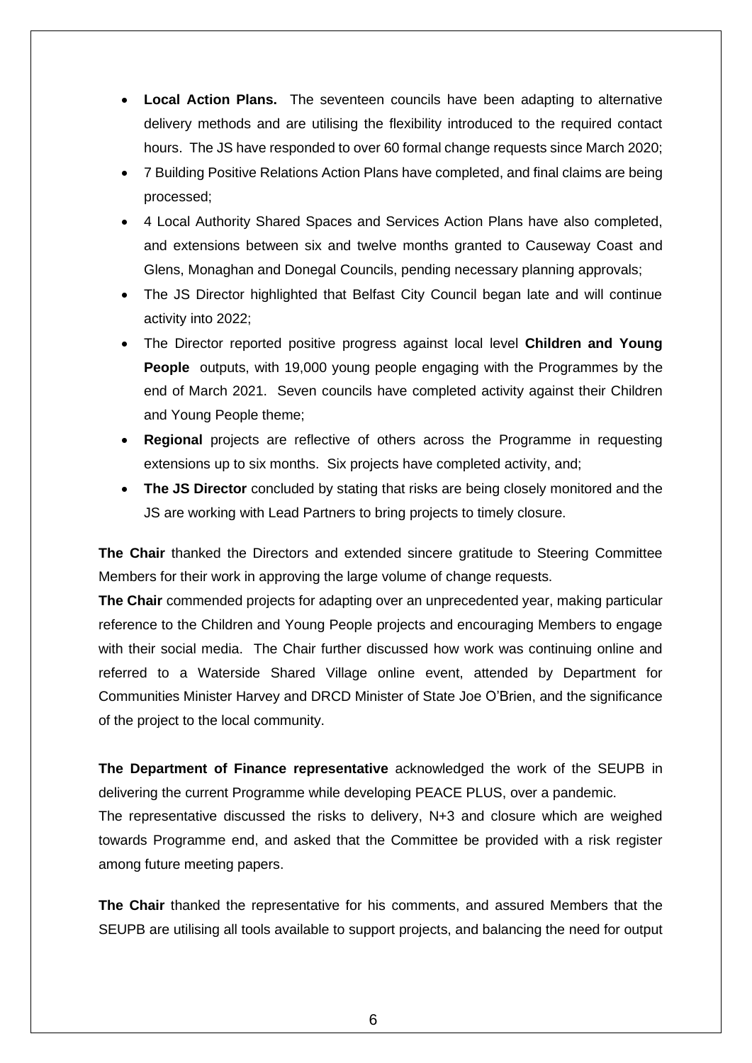- **Local Action Plans.** The seventeen councils have been adapting to alternative delivery methods and are utilising the flexibility introduced to the required contact hours. The JS have responded to over 60 formal change requests since March 2020;
- 7 Building Positive Relations Action Plans have completed, and final claims are being processed;
- 4 Local Authority Shared Spaces and Services Action Plans have also completed, and extensions between six and twelve months granted to Causeway Coast and Glens, Monaghan and Donegal Councils, pending necessary planning approvals;
- The JS Director highlighted that Belfast City Council began late and will continue activity into 2022;
- The Director reported positive progress against local level **Children and Young People** outputs, with 19,000 young people engaging with the Programmes by the end of March 2021. Seven councils have completed activity against their Children and Young People theme;
- **Regional** projects are reflective of others across the Programme in requesting extensions up to six months. Six projects have completed activity, and;
- **The JS Director** concluded by stating that risks are being closely monitored and the JS are working with Lead Partners to bring projects to timely closure.

**The Chair** thanked the Directors and extended sincere gratitude to Steering Committee Members for their work in approving the large volume of change requests.

**The Chair** commended projects for adapting over an unprecedented year, making particular reference to the Children and Young People projects and encouraging Members to engage with their social media. The Chair further discussed how work was continuing online and referred to a Waterside Shared Village online event, attended by Department for Communities Minister Harvey and DRCD Minister of State Joe O'Brien, and the significance of the project to the local community.

**The Department of Finance representative** acknowledged the work of the SEUPB in delivering the current Programme while developing PEACE PLUS, over a pandemic.

The representative discussed the risks to delivery, N+3 and closure which are weighed towards Programme end, and asked that the Committee be provided with a risk register among future meeting papers.

**The Chair** thanked the representative for his comments, and assured Members that the SEUPB are utilising all tools available to support projects, and balancing the need for output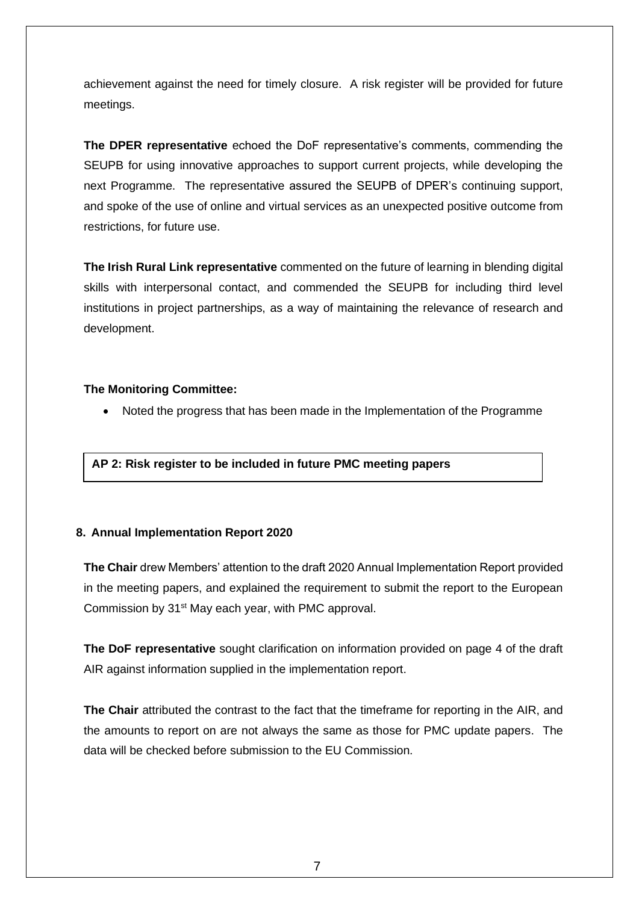achievement against the need for timely closure. A risk register will be provided for future meetings.

**The DPER representative** echoed the DoF representative's comments, commending the SEUPB for using innovative approaches to support current projects, while developing the next Programme. The representative assured the SEUPB of DPER's continuing support, and spoke of the use of online and virtual services as an unexpected positive outcome from restrictions, for future use.

**The Irish Rural Link representative** commented on the future of learning in blending digital skills with interpersonal contact, and commended the SEUPB for including third level institutions in project partnerships, as a way of maintaining the relevance of research and development.

**The Monitoring Committee:**

- Noted the progress that has been made in the Implementation of the Programme

**AP 2: Risk register to be included in future PMC meeting papers**

## 8. Annual Implementation Report 2020

**The Chair** drew Members' attention to the draft 2020 Annual Implementation Report provided in the meeting papers, and explained the requirement to submit the report to the European Commission by 31st May each year, with PMC approval.

**The DoF representative** sought clarification on information provided on page 4 of the draft AIR against information supplied in the implementation report.

**The Chair** attributed the contrast to the fact that the timeframe for reporting in the AIR, and the amounts to report on are not always the same as those for PMC update papers. The data will be checked before submission to the EU Commission.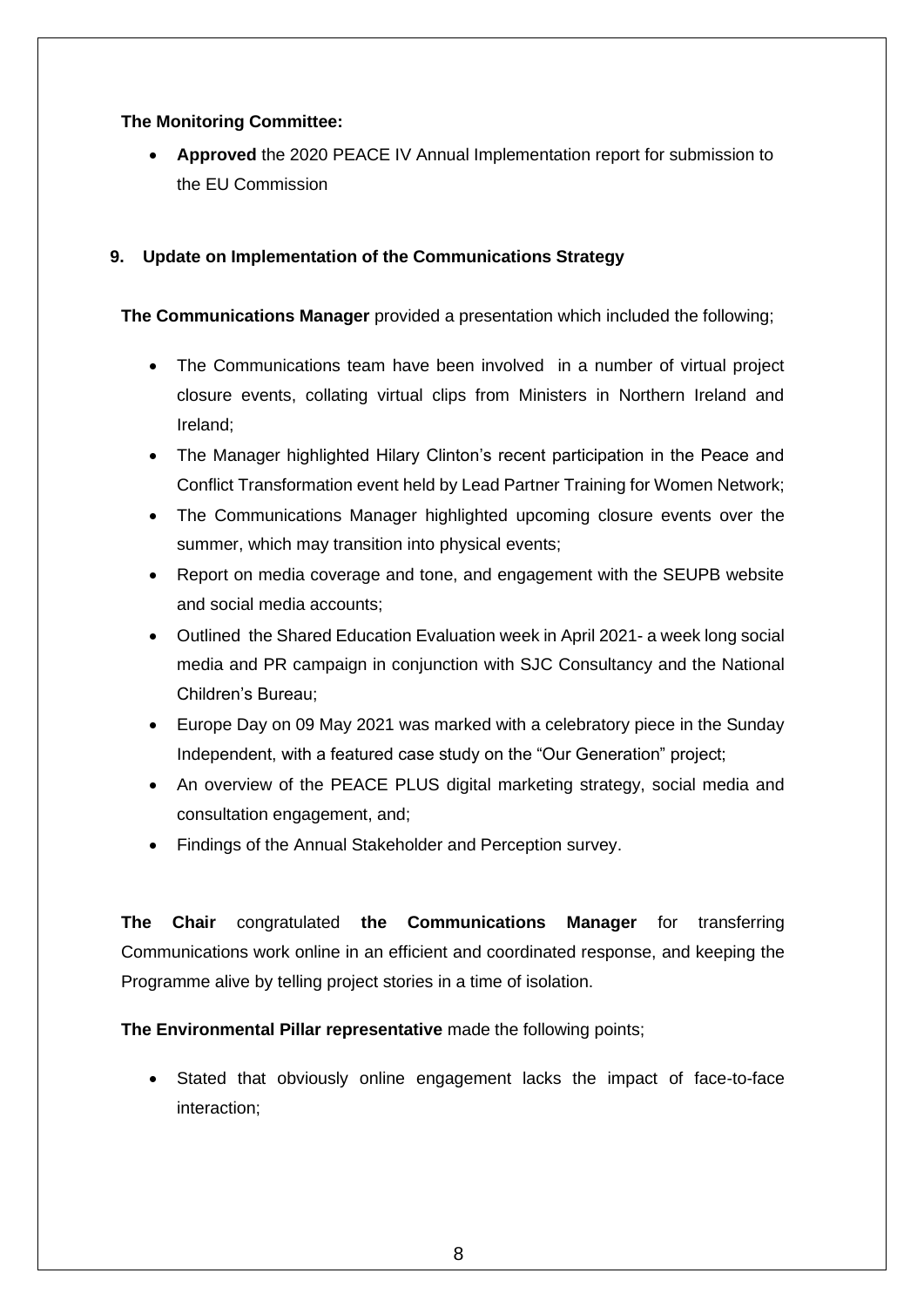**The Monitoring Committee:**

- **Approved** the 2020 PEACE IV Annual Implementation report for submission to the EU Commission

## 9. Update on Implementation of the Communications Strategy

**The Communications Manager** provided a presentation which included the following;

- The Communications team have been involved in a number of virtual project closure events, collating virtual clips from Ministers in Northern Ireland and Ireland;
- The Manager highlighted Hilary Clinton's recent participation in the Peace and Conflict Transformation event held by Lead Partner Training for Women Network;
- The Communications Manager highlighted upcoming closure events over the summer, which may transition into physical events;
- Report on media coverage and tone, and engagement with the SEUPB website and social media accounts;
- Outlined the Shared Education Evaluation week in April 2021- a week long social media and PR campaign in conjunction with SJC Consultancy and the National Children's Bureau;
- Europe Day on 09 May 2021 was marked with a celebratory piece in the Sunday Independent, with a featured case study on the "Our Generation" project;
- An overview of the PEACE PLUS digital marketing strategy, social media and consultation engagement, and;
- Findings of the Annual Stakeholder and Perception survey.

**The Chair** congratulated **the Communications Manager** for transferring Communications work online in an efficient and coordinated response, and keeping the Programme alive by telling project stories in a time of isolation.

**The Environmental Pillar representative** made the following points;

- Stated that obviously online engagement lacks the impact of face-to-face interaction;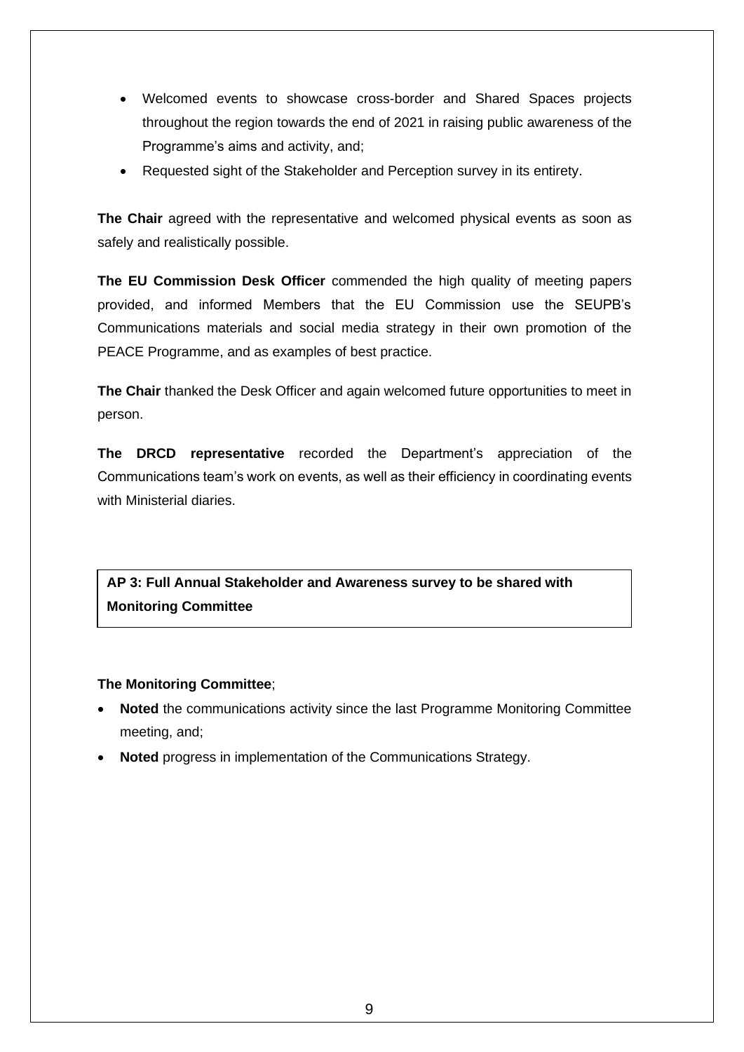- Welcomed events to showcase cross-border and Shared Spaces projects throughout the region towards the end of 2021 in raising public awareness of the Programme's aims and activity, and;
- Requested sight of the Stakeholder and Perception survey in its entirety.

**The Chair** agreed with the representative and welcomed physical events as soon as safely and realistically possible.

**The EU Commission Desk Officer** commended the high quality of meeting papers provided, and informed Members that the EU Commission use the SEUPB's Communications materials and social media strategy in their own promotion of the PEACE Programme, and as examples of best practice.

**The Chair** thanked the Desk Officer and again welcomed future opportunities to meet in person.

**The DRCD representative** recorded the Department's appreciation of the Communications team's work on events, as well as their efficiency in coordinating events with Ministerial diaries.

**AP 3: Full Annual Stakeholder and Awareness survey to be shared with Monitoring Committee**

**The Monitoring Committee**;

- **Noted** the communications activity since the last Programme Monitoring Committee meeting, and;
- **Noted** progress in implementation of the Communications Strategy.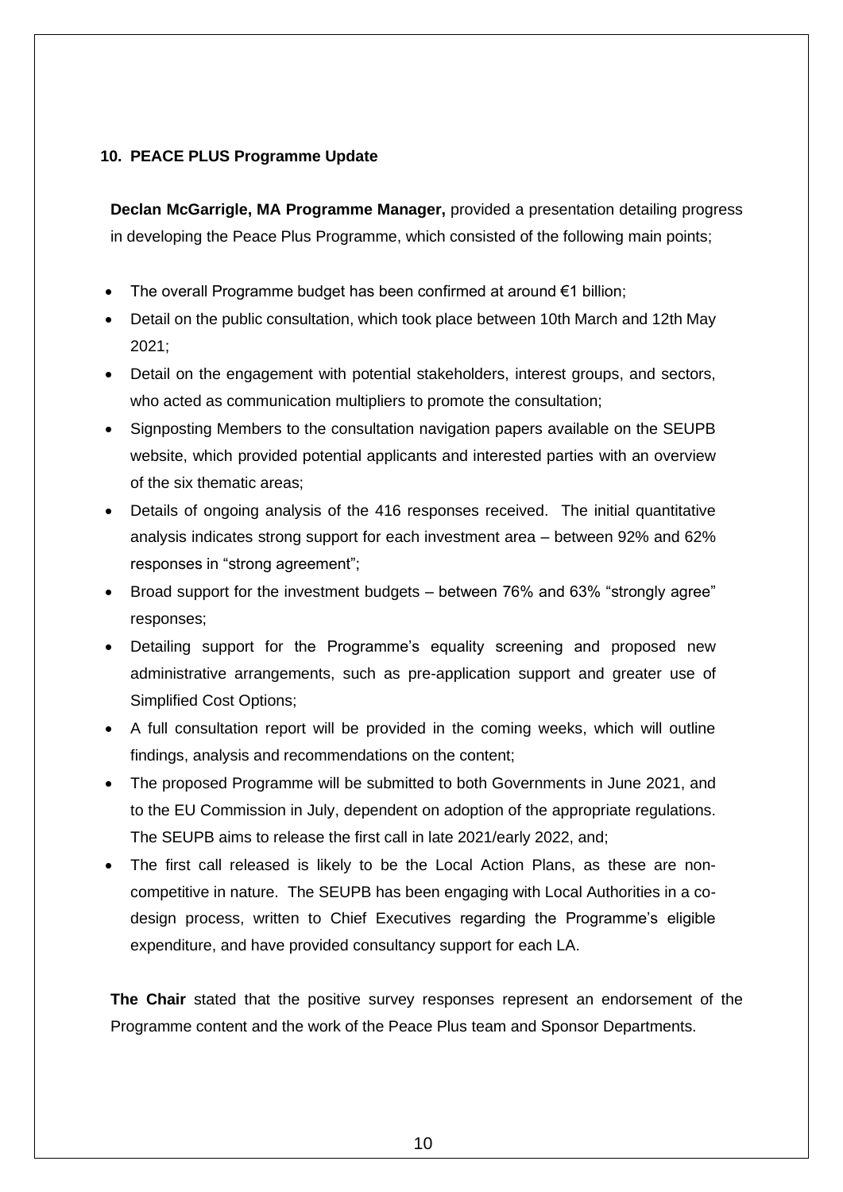## 10. PEACE PLUS Programme Update

**Declan McGarrigle, MA Programme Manager,** provided a presentation detailing progress in developing the Peace Plus Programme, which consisted of the following main points;

- The overall Programme budget has been confirmed at around €1 billion;
- Detail on the public consultation, which took place between 10th March and 12th May 2021;
- Detail on the engagement with potential stakeholders, interest groups, and sectors, who acted as communication multipliers to promote the consultation;
- Signposting Members to the consultation navigation papers available on the SEUPB website, which provided potential applicants and interested parties with an overview of the six thematic areas;
- Details of ongoing analysis of the 416 responses received. The initial quantitative analysis indicates strong support for each investment area – between 92% and 62% responses in "strong agreement";
- Broad support for the investment budgets – between 76% and 63% "strongly agree" responses;
- Detailing support for the Programme's equality screening and proposed new administrative arrangements, such as pre-application support and greater use of Simplified Cost Options;
- A full consultation report will be provided in the coming weeks, which will outline findings, analysis and recommendations on the content;
- The proposed Programme will be submitted to both Governments in June 2021, and to the EU Commission in July, dependent on adoption of the appropriate regulations. The SEUPB aims to release the first call in late 2021/early 2022, and;
- The first call released is likely to be the Local Action Plans, as these are non-competitive in nature. The SEUPB has been engaging with Local Authorities in a co-design process, written to Chief Executives regarding the Programme's eligible expenditure, and have provided consultancy support for each LA.

**The Chair** stated that the positive survey responses represent an endorsement of the Programme content and the work of the Peace Plus team and Sponsor Departments.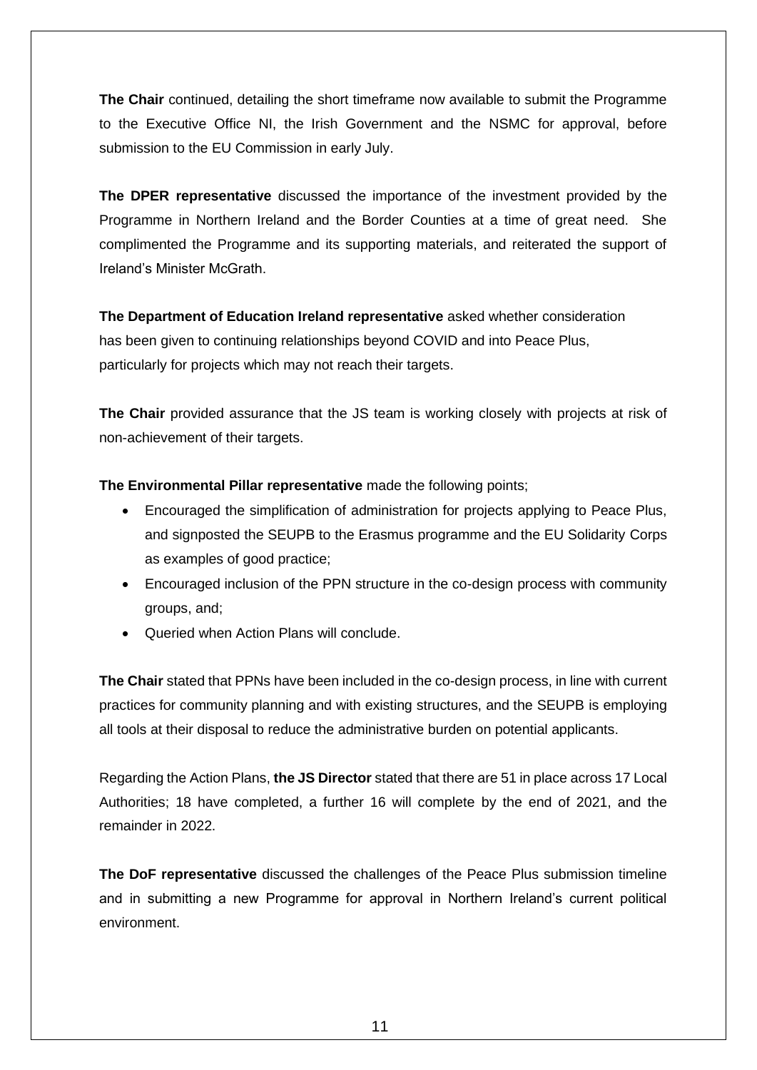**The Chair** continued, detailing the short timeframe now available to submit the Programme to the Executive Office NI, the Irish Government and the NSMC for approval, before submission to the EU Commission in early July.

**The DPER representative** discussed the importance of the investment provided by the Programme in Northern Ireland and the Border Counties at a time of great need. She complimented the Programme and its supporting materials, and reiterated the support of Ireland's Minister McGrath.

**The Department of Education Ireland representative** asked whether consideration has been given to continuing relationships beyond COVID and into Peace Plus, particularly for projects which may not reach their targets.

**The Chair** provided assurance that the JS team is working closely with projects at risk of non-achievement of their targets.

**The Environmental Pillar representative** made the following points;

- Encouraged the simplification of administration for projects applying to Peace Plus, and signposted the SEUPB to the Erasmus programme and the EU Solidarity Corps as examples of good practice;
- Encouraged inclusion of the PPN structure in the co-design process with community groups, and;
- Queried when Action Plans will conclude.

**The Chair** stated that PPNs have been included in the co-design process, in line with current practices for community planning and with existing structures, and the SEUPB is employing all tools at their disposal to reduce the administrative burden on potential applicants.

Regarding the Action Plans, **the JS Director** stated that there are 51 in place across 17 Local Authorities; 18 have completed, a further 16 will complete by the end of 2021, and the remainder in 2022.

**The DoF representative** discussed the challenges of the Peace Plus submission timeline and in submitting a new Programme for approval in Northern Ireland's current political environment.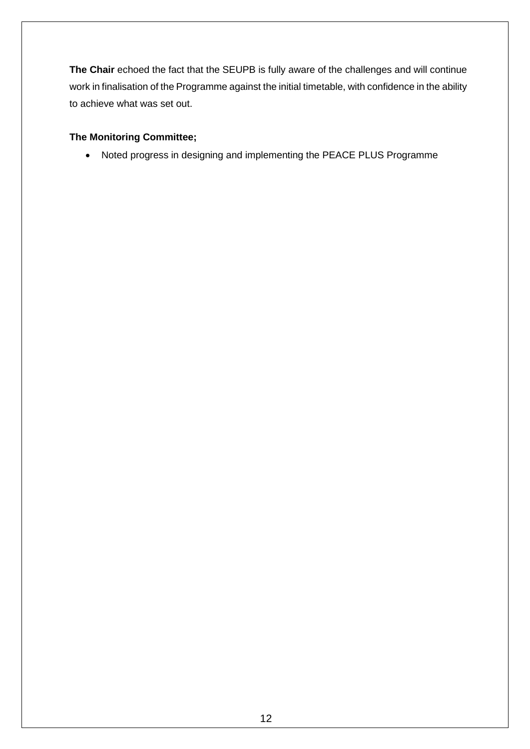**The Chair** echoed the fact that the SEUPB is fully aware of the challenges and will continue work in finalisation of the Programme against the initial timetable, with confidence in the ability to achieve what was set out.

**The Monitoring Committee;**

- Noted progress in designing and implementing the PEACE PLUS Programme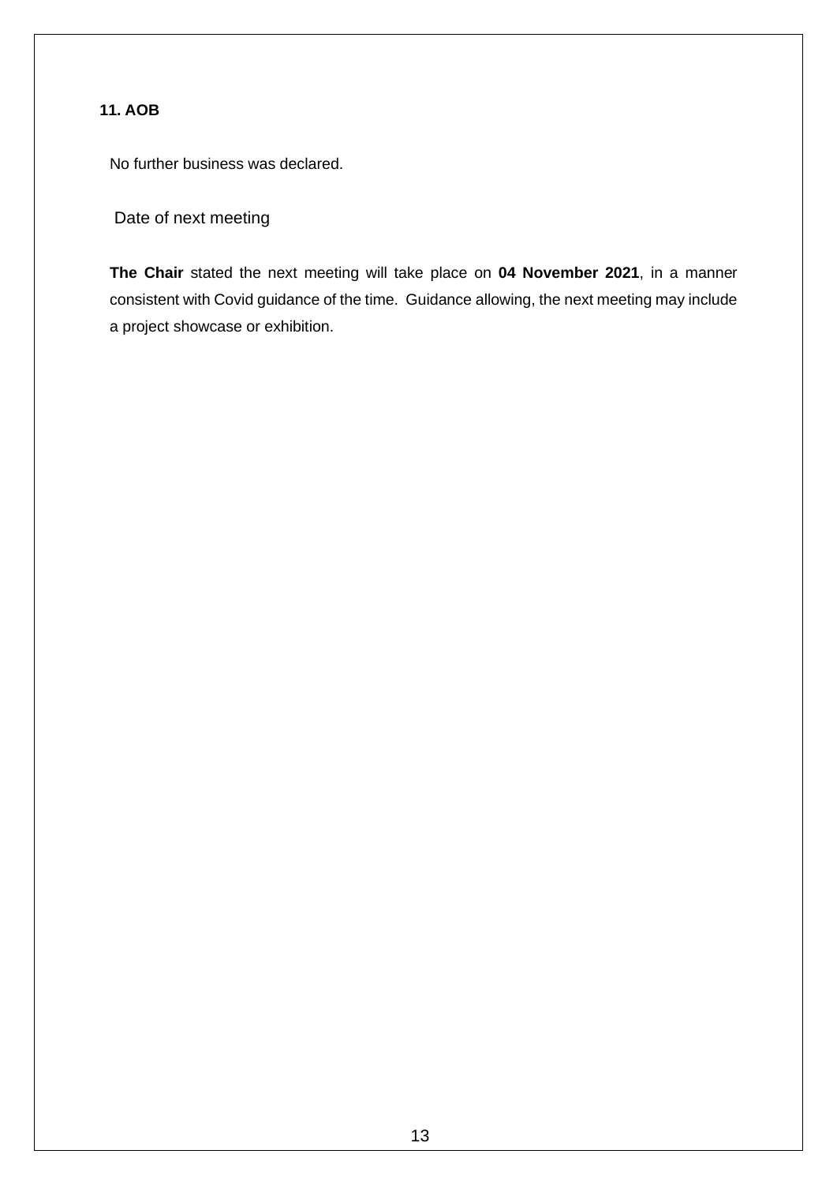**11. AOB**

No further business was declared.

Date of next meeting

**The Chair** stated the next meeting will take place on **04 November 2021**, in a manner consistent with Covid guidance of the time. Guidance allowing, the next meeting may include a project showcase or exhibition.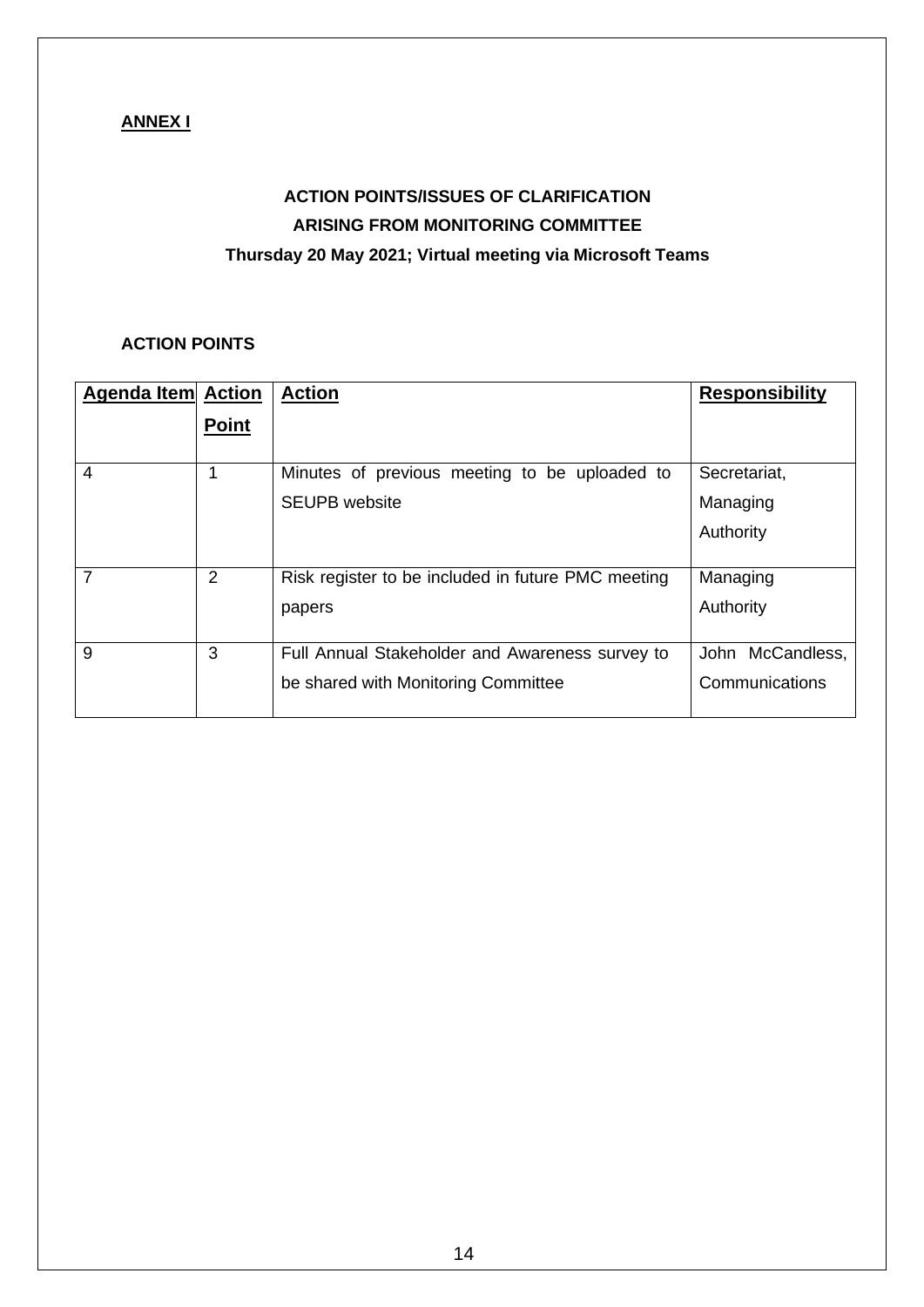**ANNEX I**

**ACTION POINTS/ISSUES OF CLARIFICATION**
**ARISING FROM MONITORING COMMITTEE**
**Thursday 20 May 2021; Virtual meeting via Microsoft Teams**

**ACTION POINTS**

| Agenda Item | Action Point | Action | Responsibility |
|---|---|---|---|
| 4 | 1 | Minutes of previous meeting to be uploaded to SEUPB website | Secretariat, Managing Authority |
| 7 | 2 | Risk register to be included in future PMC meeting papers | Managing Authority |
| 9 | 3 | Full Annual Stakeholder and Awareness survey to be shared with Monitoring Committee | John McCandless, Communications |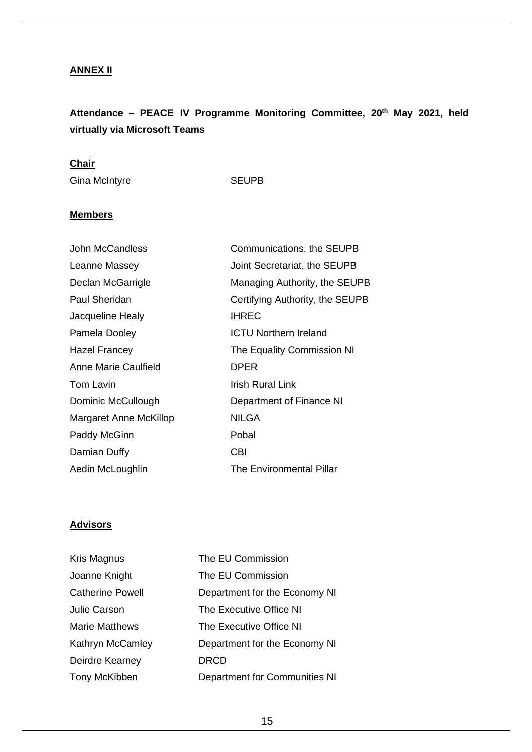**ANNEX II**

**Attendance – PEACE IV Programme Monitoring Committee, 20th May 2021, held virtually via Microsoft Teams**

**Chair**

| | |
|---|---|
| Gina McIntyre | SEUPB |

**Members**

| | |
|---|---|
| John McCandless | Communications, the SEUPB |
| Leanne Massey | Joint Secretariat, the SEUPB |
| Declan McGarrigle | Managing Authority, the SEUPB |
| Paul Sheridan | Certifying Authority, the SEUPB |
| Jacqueline Healy | IHREC |
| Pamela Dooley | ICTU Northern Ireland |
| Hazel Francey | The Equality Commission NI |
| Anne Marie Caulfield | DPER |
| Tom Lavin | Irish Rural Link |
| Dominic McCullough | Department of Finance NI |
| Margaret Anne McKillop | NILGA |
| Paddy McGinn | Pobal |
| Damian Duffy | CBI |
| Aedin McLoughlin | The Environmental Pillar |

**Advisors**

| | |
|---|---|
| Kris Magnus | The EU Commission |
| Joanne Knight | The EU Commission |
| Catherine Powell | Department for the Economy NI |
| Julie Carson | The Executive Office NI |
| Marie Matthews | The Executive Office NI |
| Kathryn McCamley | Department for the Economy NI |
| Deirdre Kearney | DRCD |
| Tony McKibben | Department for Communities NI |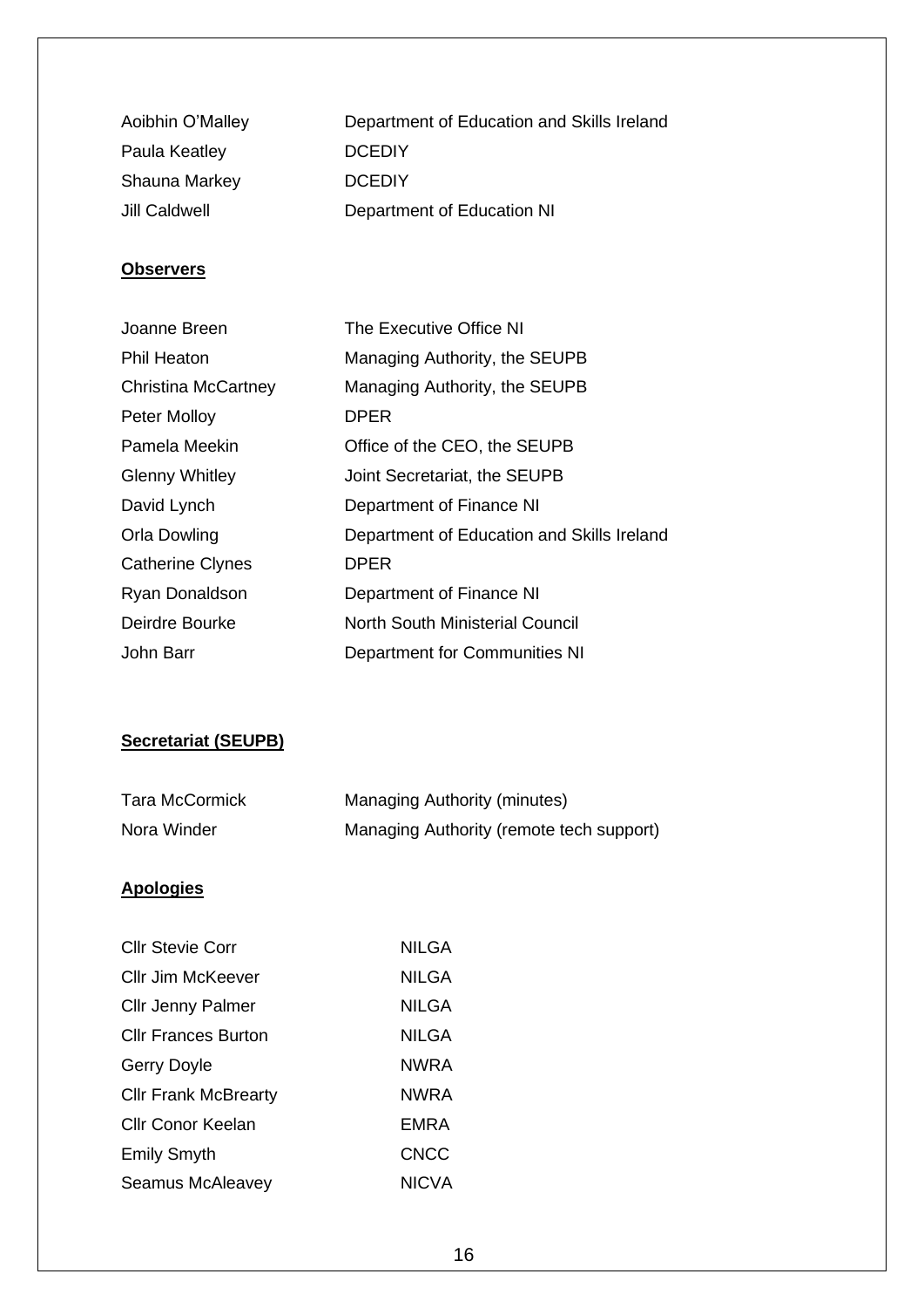| | |
|---|---|
| Aoibhin O'Malley | Department of Education and Skills Ireland |
| Paula Keatley | DCEDIY |
| Shauna Markey | DCEDIY |
| Jill Caldwell | Department of Education NI |

**Observers**

| | |
|---|---|
| Joanne Breen | The Executive Office NI |
| Phil Heaton | Managing Authority, the SEUPB |
| Christina McCartney | Managing Authority, the SEUPB |
| Peter Molloy | DPER |
| Pamela Meekin | Office of the CEO, the SEUPB |
| Glenny Whitley | Joint Secretariat, the SEUPB |
| David Lynch | Department of Finance NI |
| Orla Dowling | Department of Education and Skills Ireland |
| Catherine Clynes | DPER |
| Ryan Donaldson | Department of Finance NI |
| Deirdre Bourke | North South Ministerial Council |
| John Barr | Department for Communities NI |

**Secretariat (SEUPB)**

| | |
|---|---|
| Tara McCormick | Managing Authority (minutes) |
| Nora Winder | Managing Authority (remote tech support) |

**Apologies**

| | |
|---|---|
| Cllr Stevie Corr | NILGA |
| Cllr Jim McKeever | NILGA |
| Cllr Jenny Palmer | NILGA |
| Cllr Frances Burton | NILGA |
| Gerry Doyle | NWRA |
| Cllr Frank McBrearty | NWRA |
| Cllr Conor Keelan | EMRA |
| Emily Smyth | CNCC |
| Seamus McAleavey | NICVA |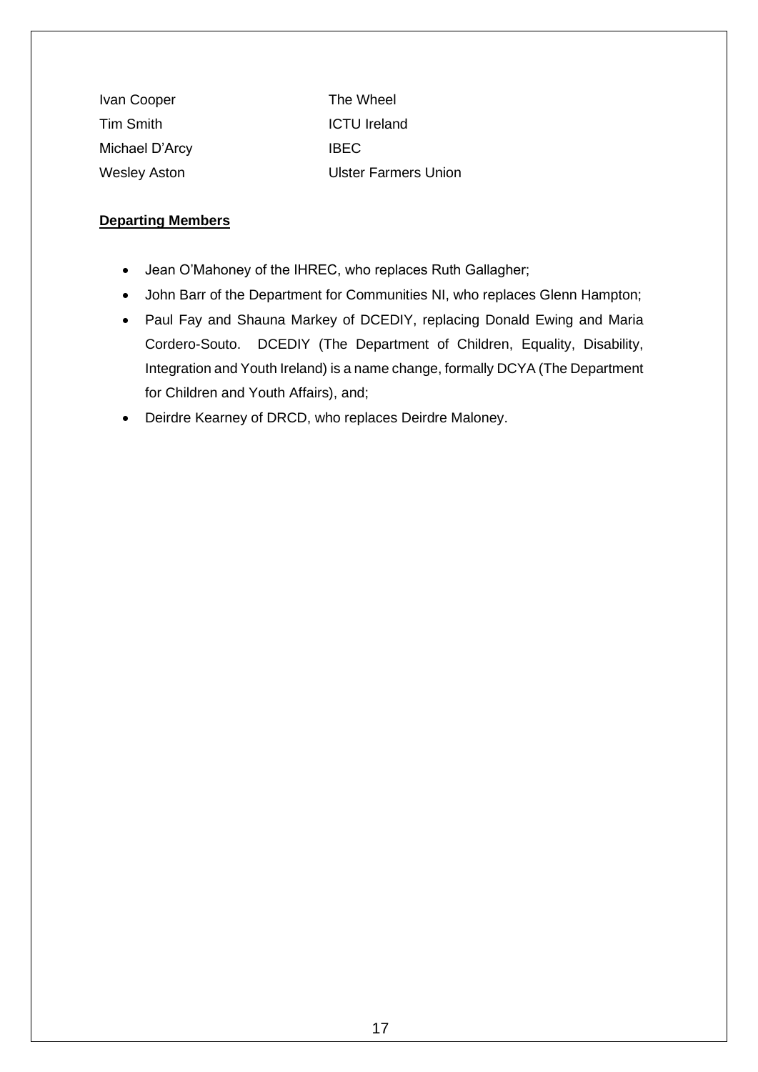| | |
|---|---|
| Ivan Cooper | The Wheel |
| Tim Smith | ICTU Ireland |
| Michael D'Arcy | IBEC |
| Wesley Aston | Ulster Farmers Union |

**<u>Departing Members</u>**

- Jean O'Mahoney of the IHREC, who replaces Ruth Gallagher;
- John Barr of the Department for Communities NI, who replaces Glenn Hampton;
- Paul Fay and Shauna Markey of DCEDIY, replacing Donald Ewing and Maria Cordero-Souto. DCEDIY (The Department of Children, Equality, Disability, Integration and Youth Ireland) is a name change, formally DCYA (The Department for Children and Youth Affairs), and;
- Deirdre Kearney of DRCD, who replaces Deirdre Maloney.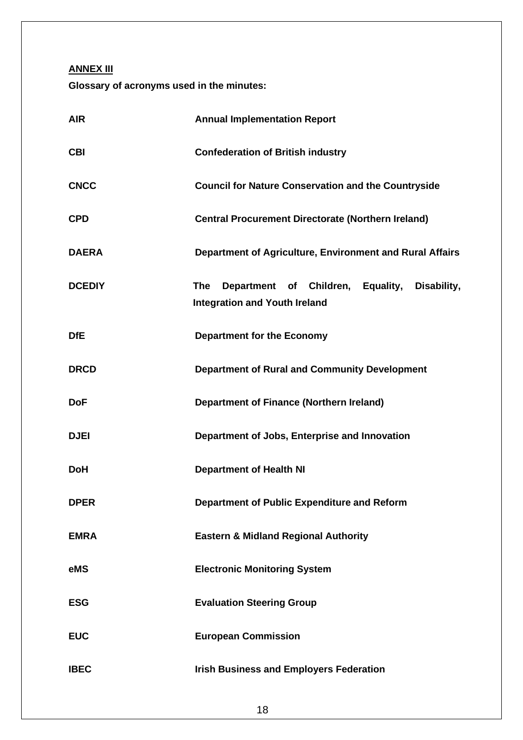**ANNEX III**

**Glossary of acronyms used in the minutes:**

| | |
|---|---|
| **AIR** | **Annual Implementation Report** |
| **CBI** | **Confederation of British industry** |
| **CNCC** | **Council for Nature Conservation and the Countryside** |
| **CPD** | **Central Procurement Directorate (Northern Ireland)** |
| **DAERA** | **Department of Agriculture, Environment and Rural Affairs** |
| **DCEDIY** | **The Department of Children, Equality, Disability, Integration and Youth Ireland** |
| **DfE** | **Department for the Economy** |
| **DRCD** | **Department of Rural and Community Development** |
| **DoF** | **Department of Finance (Northern Ireland)** |
| **DJEI** | **Department of Jobs, Enterprise and Innovation** |
| **DoH** | **Department of Health NI** |
| **DPER** | **Department of Public Expenditure and Reform** |
| **EMRA** | **Eastern & Midland Regional Authority** |
| **eMS** | **Electronic Monitoring System** |
| **ESG** | **Evaluation Steering Group** |
| **EUC** | **European Commission** |
| **IBEC** | **Irish Business and Employers Federation** |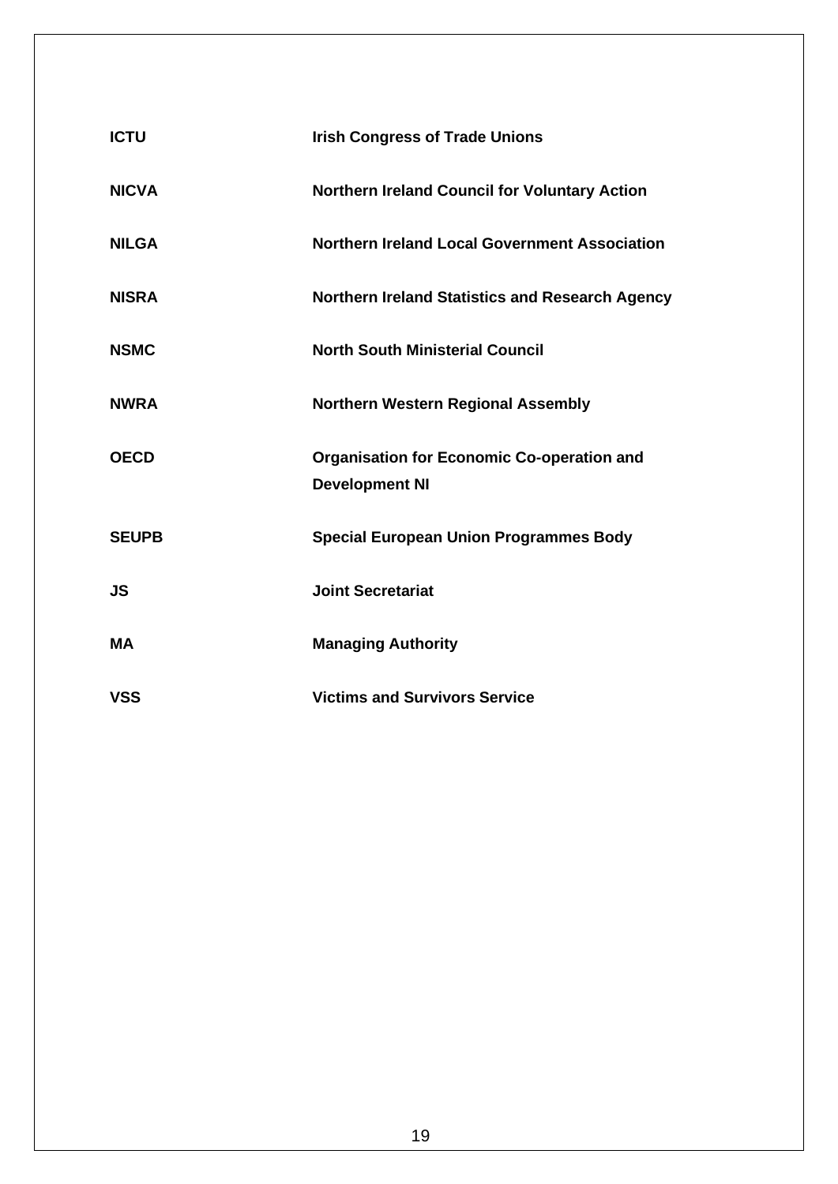| | |
|---|---|
| **ICTU** | **Irish Congress of Trade Unions** |
| **NICVA** | **Northern Ireland Council for Voluntary Action** |
| **NILGA** | **Northern Ireland Local Government Association** |
| **NISRA** | **Northern Ireland Statistics and Research Agency** |
| **NSMC** | **North South Ministerial Council** |
| **NWRA** | **Northern Western Regional Assembly** |
| **OECD** | **Organisation for Economic Co-operation and Development NI** |
| **SEUPB** | **Special European Union Programmes Body** |
| **JS** | **Joint Secretariat** |
| **MA** | **Managing Authority** |
| **VSS** | **Victims and Survivors Service** |